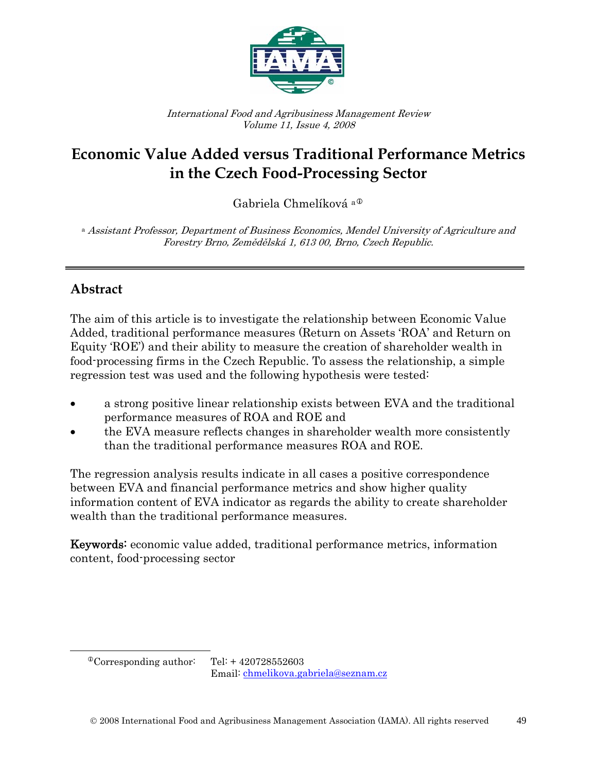*International Food and Agribusiness Management Review*
*Volume 11, Issue 4, 2008*

# Economic Value Added versus Traditional Performance Metrics in the Czech Food-Processing Sector

Gabriela Chmelíková [a][①]

[a] *Assistant Professor, Department of Business Economics, Mendel University of Agriculture and Forestry Brno, Zemědělská 1, 613 00, Brno, Czech Republic.*

---

## Abstract

The aim of this article is to investigate the relationship between Economic Value Added, traditional performance measures (Return on Assets 'ROA' and Return on Equity 'ROE') and their ability to measure the creation of shareholder wealth in food-processing firms in the Czech Republic. To assess the relationship, a simple regression test was used and the following hypothesis were tested:

- a strong positive linear relationship exists between EVA and the traditional performance measures of ROA and ROE and
- the EVA measure reflects changes in shareholder wealth more consistently than the traditional performance measures ROA and ROE.

The regression analysis results indicate in all cases a positive correspondence between EVA and financial performance metrics and show higher quality information content of EVA indicator as regards the ability to create shareholder wealth than the traditional performance measures.

**Keywords:** economic value added, traditional performance metrics, information content, food-processing sector

---

[①] Corresponding author: Tel: + 420728552603
Email: chmelikova.gabriela@seznam.cz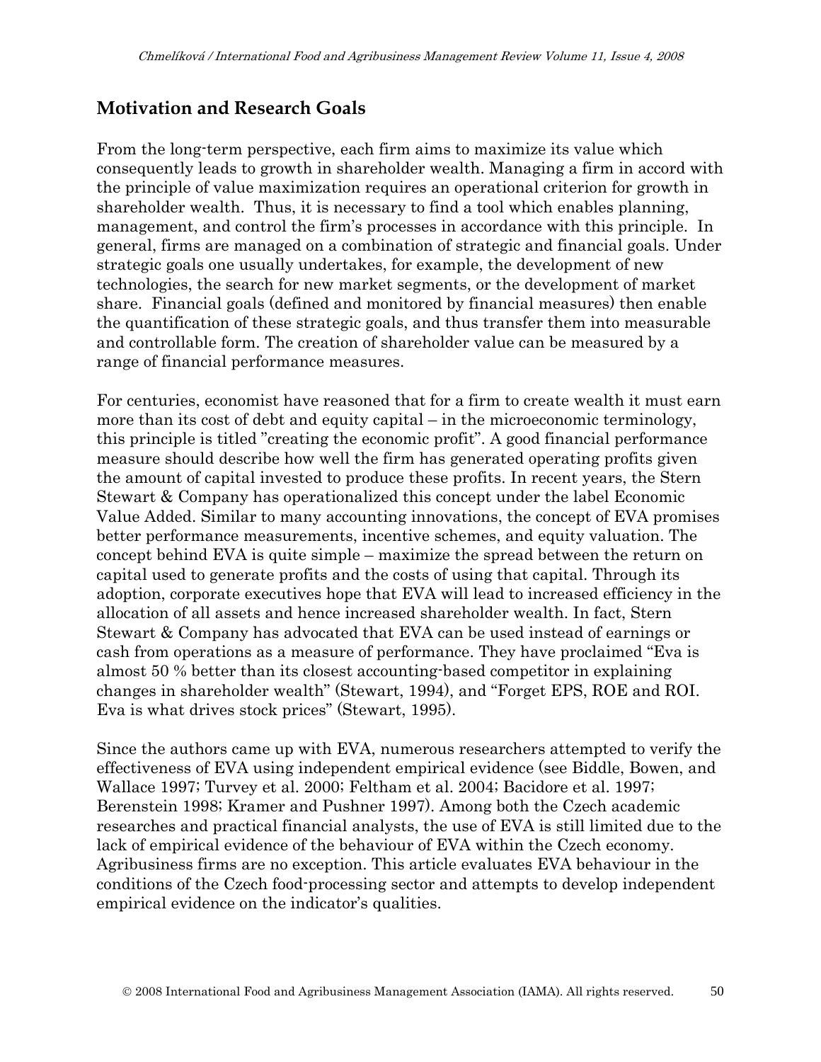## Motivation and Research Goals

From the long-term perspective, each firm aims to maximize its value which consequently leads to growth in shareholder wealth. Managing a firm in accord with the principle of value maximization requires an operational criterion for growth in shareholder wealth. Thus, it is necessary to find a tool which enables planning, management, and control the firm's processes in accordance with this principle. In general, firms are managed on a combination of strategic and financial goals. Under strategic goals one usually undertakes, for example, the development of new technologies, the search for new market segments, or the development of market share. Financial goals (defined and monitored by financial measures) then enable the quantification of these strategic goals, and thus transfer them into measurable and controllable form. The creation of shareholder value can be measured by a range of financial performance measures.

For centuries, economist have reasoned that for a firm to create wealth it must earn more than its cost of debt and equity capital – in the microeconomic terminology, this principle is titled "creating the economic profit". A good financial performance measure should describe how well the firm has generated operating profits given the amount of capital invested to produce these profits. In recent years, the Stern Stewart & Company has operationalized this concept under the label Economic Value Added. Similar to many accounting innovations, the concept of EVA promises better performance measurements, incentive schemes, and equity valuation. The concept behind EVA is quite simple – maximize the spread between the return on capital used to generate profits and the costs of using that capital. Through its adoption, corporate executives hope that EVA will lead to increased efficiency in the allocation of all assets and hence increased shareholder wealth. In fact, Stern Stewart & Company has advocated that EVA can be used instead of earnings or cash from operations as a measure of performance. They have proclaimed "Eva is almost 50 % better than its closest accounting-based competitor in explaining changes in shareholder wealth" (Stewart, 1994), and "Forget EPS, ROE and ROI. Eva is what drives stock prices" (Stewart, 1995).

Since the authors came up with EVA, numerous researchers attempted to verify the effectiveness of EVA using independent empirical evidence (see Biddle, Bowen, and Wallace 1997; Turvey et al. 2000; Feltham et al. 2004; Bacidore et al. 1997; Berenstein 1998; Kramer and Pushner 1997). Among both the Czech academic researches and practical financial analysts, the use of EVA is still limited due to the lack of empirical evidence of the behaviour of EVA within the Czech economy. Agribusiness firms are no exception. This article evaluates EVA behaviour in the conditions of the Czech food-processing sector and attempts to develop independent empirical evidence on the indicator's qualities.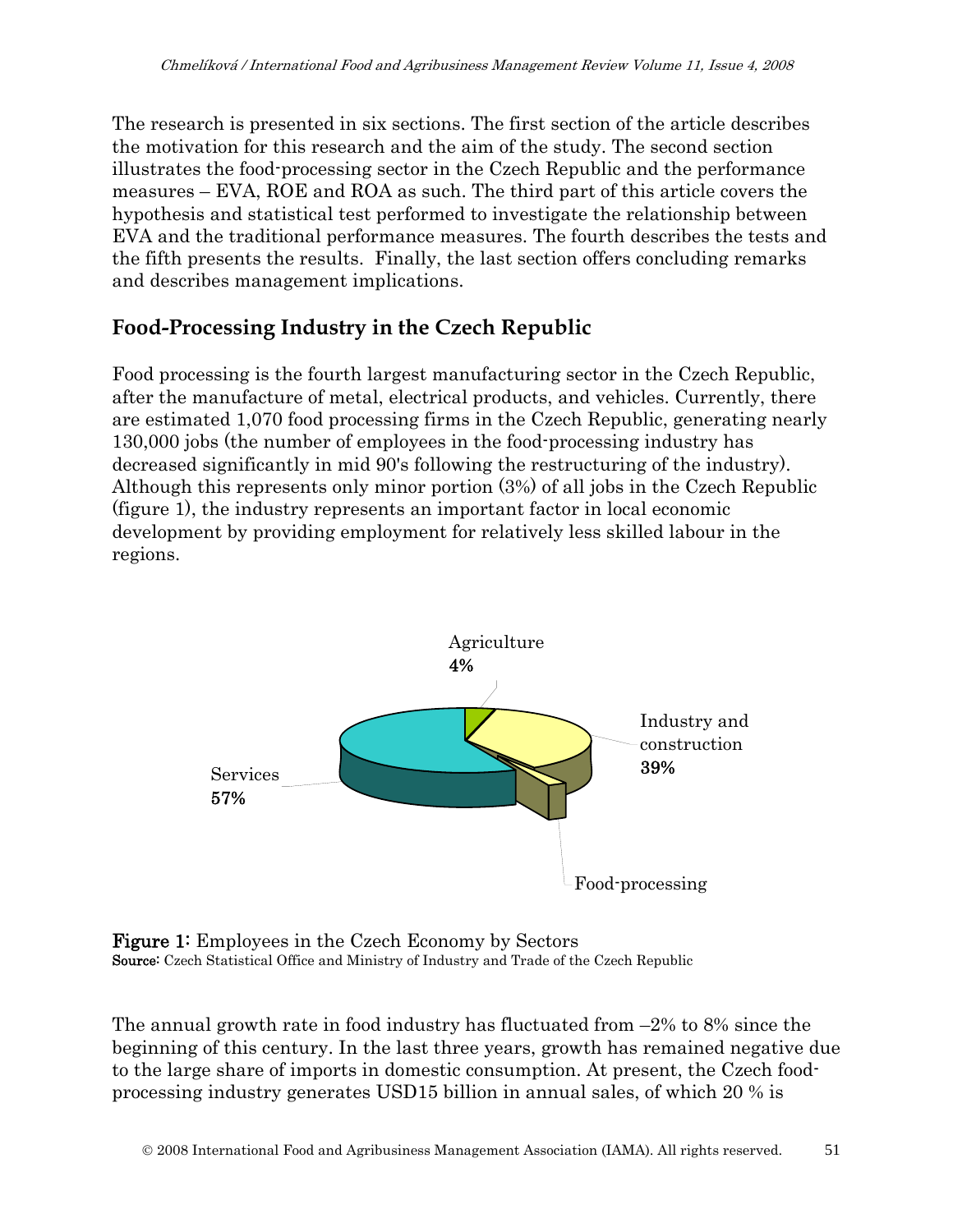The research is presented in six sections. The first section of the article describes the motivation for this research and the aim of the study. The second section illustrates the food-processing sector in the Czech Republic and the performance measures – EVA, ROE and ROA as such. The third part of this article covers the hypothesis and statistical test performed to investigate the relationship between EVA and the traditional performance measures. The fourth describes the tests and the fifth presents the results. Finally, the last section offers concluding remarks and describes management implications.

## Food-Processing Industry in the Czech Republic

Food processing is the fourth largest manufacturing sector in the Czech Republic, after the manufacture of metal, electrical products, and vehicles. Currently, there are estimated 1,070 food processing firms in the Czech Republic, generating nearly 130,000 jobs (the number of employees in the food-processing industry has decreased significantly in mid 90's following the restructuring of the industry). Although this represents only minor portion (3%) of all jobs in the Czech Republic (figure 1), the industry represents an important factor in local economic development by providing employment for relatively less skilled labour in the regions.

Agriculture **4%**

Industry and construction **39%**

Services **57%**

Food-processing

**Figure 1:** Employees in the Czech Economy by Sectors
**Source:** Czech Statistical Office and Ministry of Industry and Trade of the Czech Republic

The annual growth rate in food industry has fluctuated from –2% to 8% since the beginning of this century. In the last three years, growth has remained negative due to the large share of imports in domestic consumption. At present, the Czech food-processing industry generates USD15 billion in annual sales, of which 20 % is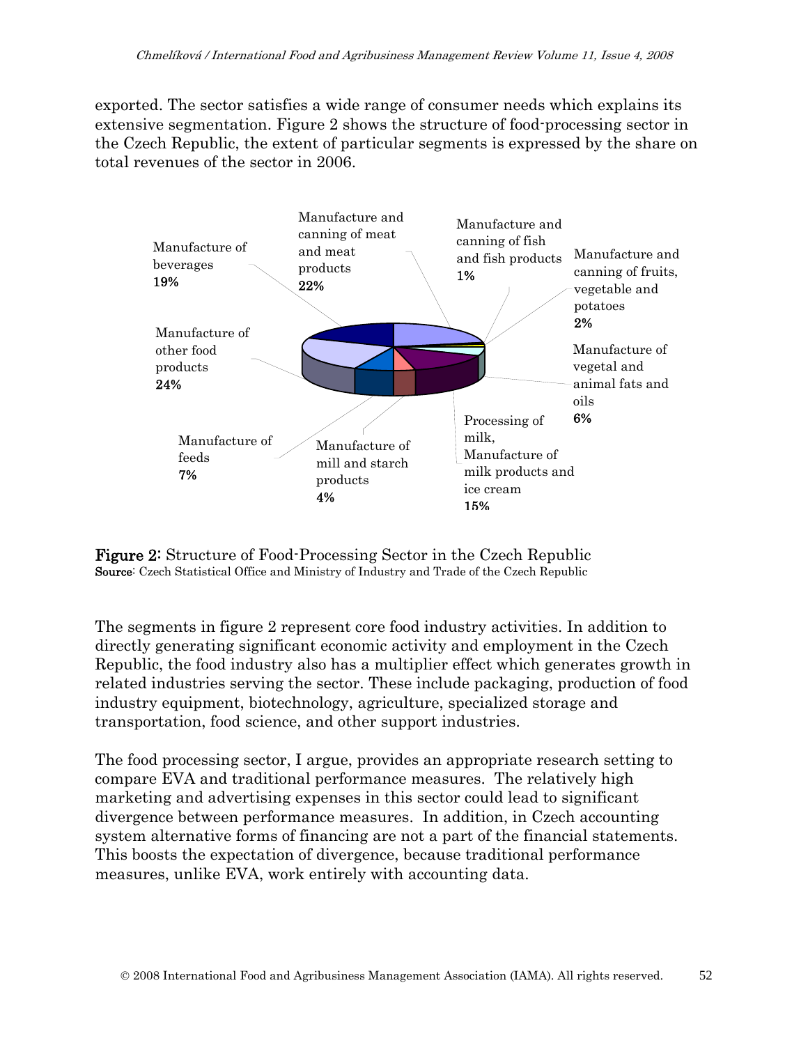exported. The sector satisfies a wide range of consumer needs which explains its extensive segmentation. Figure 2 shows the structure of food-processing sector in the Czech Republic, the extent of particular segments is expressed by the share on total revenues of the sector in 2006.

Manufacture of beverages **19%**

Manufacture and canning of meat and meat products **22%**

Manufacture and canning of fish and fish products **1%**

Manufacture and canning of fruits, vegetable and potatoes **2%**

Manufacture of other food products **24%**

Manufacture of vegetal and animal fats and oils **6%**

Manufacture of feeds **7%**

Manufacture of mill and starch products **4%**

Processing of milk, Manufacture of milk products and ice cream **15%**

**Figure 2:** Structure of Food-Processing Sector in the Czech Republic
**Source**: Czech Statistical Office and Ministry of Industry and Trade of the Czech Republic

The segments in figure 2 represent core food industry activities. In addition to directly generating significant economic activity and employment in the Czech Republic, the food industry also has a multiplier effect which generates growth in related industries serving the sector. These include packaging, production of food industry equipment, biotechnology, agriculture, specialized storage and transportation, food science, and other support industries.

The food processing sector, I argue, provides an appropriate research setting to compare EVA and traditional performance measures. The relatively high marketing and advertising expenses in this sector could lead to significant divergence between performance measures. In addition, in Czech accounting system alternative forms of financing are not a part of the financial statements. This boosts the expectation of divergence, because traditional performance measures, unlike EVA, work entirely with accounting data.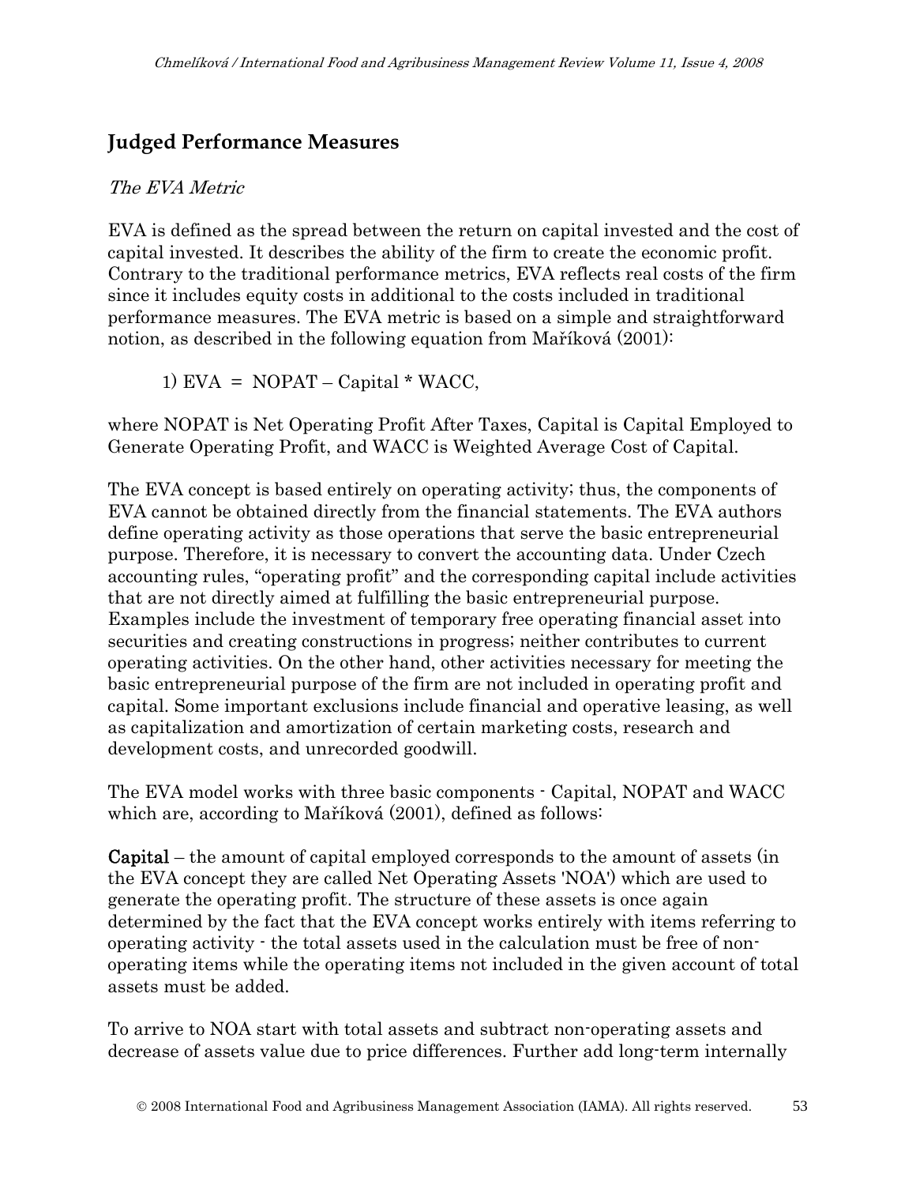## Judged Performance Measures

*The EVA Metric*

EVA is defined as the spread between the return on capital invested and the cost of capital invested. It describes the ability of the firm to create the economic profit. Contrary to the traditional performance metrics, EVA reflects real costs of the firm since it includes equity costs in additional to the costs included in traditional performance measures. The EVA metric is based on a simple and straightforward notion, as described in the following equation from Maříková (2001):

1) EVA = NOPAT – Capital * WACC,

where NOPAT is Net Operating Profit After Taxes, Capital is Capital Employed to Generate Operating Profit, and WACC is Weighted Average Cost of Capital.

The EVA concept is based entirely on operating activity; thus, the components of EVA cannot be obtained directly from the financial statements. The EVA authors define operating activity as those operations that serve the basic entrepreneurial purpose. Therefore, it is necessary to convert the accounting data. Under Czech accounting rules, "operating profit" and the corresponding capital include activities that are not directly aimed at fulfilling the basic entrepreneurial purpose. Examples include the investment of temporary free operating financial asset into securities and creating constructions in progress; neither contributes to current operating activities. On the other hand, other activities necessary for meeting the basic entrepreneurial purpose of the firm are not included in operating profit and capital. Some important exclusions include financial and operative leasing, as well as capitalization and amortization of certain marketing costs, research and development costs, and unrecorded goodwill.

The EVA model works with three basic components - Capital, NOPAT and WACC which are, according to Maříková (2001), defined as follows:

**Capital** – the amount of capital employed corresponds to the amount of assets (in the EVA concept they are called Net Operating Assets 'NOA') which are used to generate the operating profit. The structure of these assets is once again determined by the fact that the EVA concept works entirely with items referring to operating activity - the total assets used in the calculation must be free of non-operating items while the operating items not included in the given account of total assets must be added.

To arrive to NOA start with total assets and subtract non-operating assets and decrease of assets value due to price differences. Further add long-term internally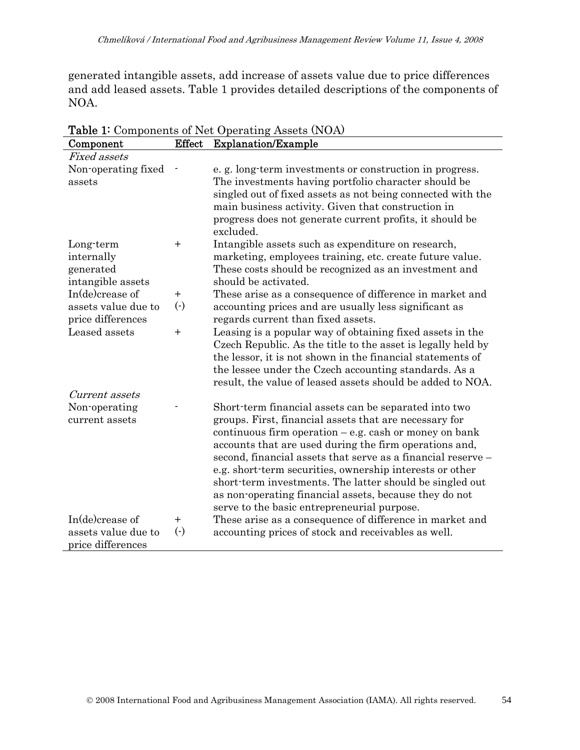generated intangible assets, add increase of assets value due to price differences and add leased assets. Table 1 provides detailed descriptions of the components of NOA.

**Table 1:** Components of Net Operating Assets (NOA)

| Component | Effect | Explanation/Example |
|---|---|---|
| *Fixed assets* | | |
| Non-operating fixed assets | - | e. g. long-term investments or construction in progress. The investments having portfolio character should be singled out of fixed assets as not being connected with the main business activity. Given that construction in progress does not generate current profits, it should be excluded. |
| Long-term internally generated intangible assets | + | Intangible assets such as expenditure on research, marketing, employees training, etc. create future value. These costs should be recognized as an investment and should be activated. |
| In(de)crease of assets value due to price differences | + (-) | These arise as a consequence of difference in market and accounting prices and are usually less significant as regards current than fixed assets. |
| Leased assets | + | Leasing is a popular way of obtaining fixed assets in the Czech Republic. As the title to the asset is legally held by the lessor, it is not shown in the financial statements of the lessee under the Czech accounting standards. As a result, the value of leased assets should be added to NOA. |
| *Current assets* | | |
| Non-operating current assets | - | Short-term financial assets can be separated into two groups. First, financial assets that are necessary for continuous firm operation – e.g. cash or money on bank accounts that are used during the firm operations and, second, financial assets that serve as a financial reserve – e.g. short-term securities, ownership interests or other short-term investments. The latter should be singled out as non-operating financial assets, because they do not serve to the basic entrepreneurial purpose. |
| In(de)crease of assets value due to price differences | + (-) | These arise as a consequence of difference in market and accounting prices of stock and receivables as well. |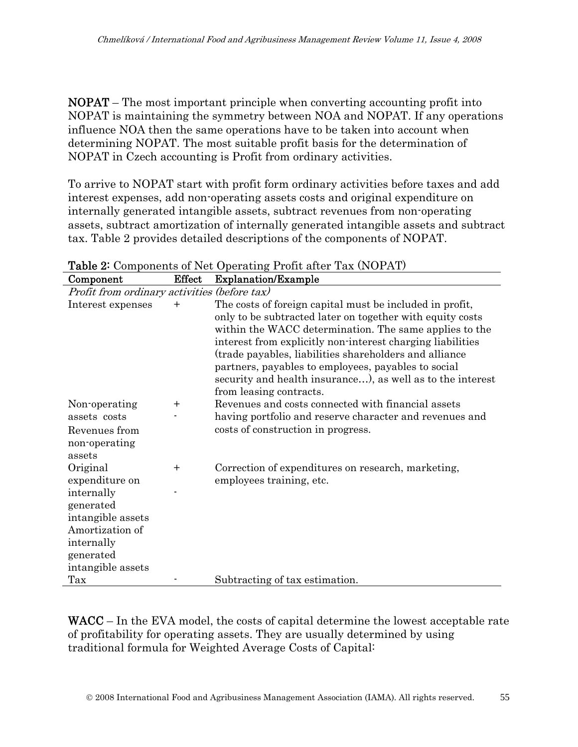**NOPAT** – The most important principle when converting accounting profit into NOPAT is maintaining the symmetry between NOA and NOPAT. If any operations influence NOA then the same operations have to be taken into account when determining NOPAT. The most suitable profit basis for the determination of NOPAT in Czech accounting is Profit from ordinary activities.

To arrive to NOPAT start with profit form ordinary activities before taxes and add interest expenses, add non-operating assets costs and original expenditure on internally generated intangible assets, subtract revenues from non-operating assets, subtract amortization of internally generated intangible assets and subtract tax. Table 2 provides detailed descriptions of the components of NOPAT.

**Table 2:** Components of Net Operating Profit after Tax (NOPAT)

| Component | Effect | Explanation/Example |
|---|---|---|
| *Profit from ordinary activities (before tax)* | | |
| Interest expenses | + | The costs of foreign capital must be included in profit, only to be subtracted later on together with equity costs within the WACC determination. The same applies to the interest from explicitly non-interest charging liabilities (trade payables, liabilities shareholders and alliance partners, payables to employees, payables to social security and health insurance…), as well as to the interest from leasing contracts. |
| Non-operating assets costs | + | Revenues and costs connected with financial assets having portfolio and reserve character and revenues and costs of construction in progress. |
| Revenues from non-operating assets | - | |
| Original expenditure on internally generated intangible assets | + | Correction of expenditures on research, marketing, employees training, etc. |
| Amortization of internally generated intangible assets | - | |
| Tax | - | Subtracting of tax estimation. |

**WACC** – In the EVA model, the costs of capital determine the lowest acceptable rate of profitability for operating assets. They are usually determined by using traditional formula for Weighted Average Costs of Capital: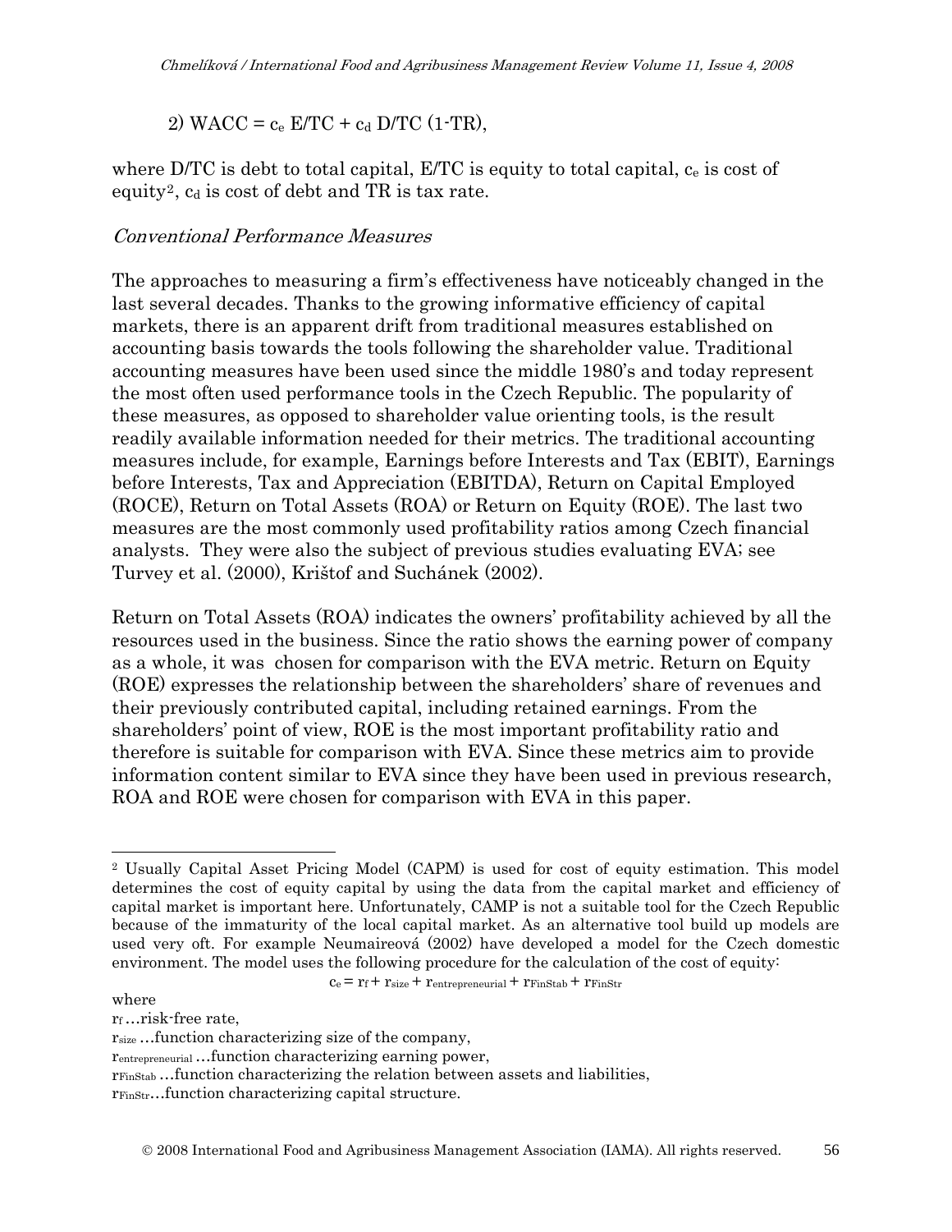2) $\text{WACC} = c_e \, E/TC + c_d \, D/TC \, (1\text{-}TR)$,

where D/TC is debt to total capital, E/TC is equity to total capital, $c_e$ is cost of equity[2], $c_d$ is cost of debt and TR is tax rate.

### *Conventional Performance Measures*

The approaches to measuring a firm's effectiveness have noticeably changed in the last several decades. Thanks to the growing informative efficiency of capital markets, there is an apparent drift from traditional measures established on accounting basis towards the tools following the shareholder value. Traditional accounting measures have been used since the middle 1980's and today represent the most often used performance tools in the Czech Republic. The popularity of these measures, as opposed to shareholder value orienting tools, is the result readily available information needed for their metrics. The traditional accounting measures include, for example, Earnings before Interests and Tax (EBIT), Earnings before Interests, Tax and Appreciation (EBITDA), Return on Capital Employed (ROCE), Return on Total Assets (ROA) or Return on Equity (ROE). The last two measures are the most commonly used profitability ratios among Czech financial analysts. They were also the subject of previous studies evaluating EVA; see Turvey et al. (2000), Krištof and Suchánek (2002).

Return on Total Assets (ROA) indicates the owners' profitability achieved by all the resources used in the business. Since the ratio shows the earning power of company as a whole, it was chosen for comparison with the EVA metric. Return on Equity (ROE) expresses the relationship between the shareholders' share of revenues and their previously contributed capital, including retained earnings. From the shareholders' point of view, ROE is the most important profitability ratio and therefore is suitable for comparison with EVA. Since these metrics aim to provide information content similar to EVA since they have been used in previous research, ROA and ROE were chosen for comparison with EVA in this paper.

---

[2] Usually Capital Asset Pricing Model (CAPM) is used for cost of equity estimation. This model determines the cost of equity capital by using the data from the capital market and efficiency of capital market is important here. Unfortunately, CAMP is not a suitable tool for the Czech Republic because of the immaturity of the local capital market. As an alternative tool build up models are used very oft. For example Neumaireová (2002) have developed a model for the Czech domestic environment. The model uses the following procedure for the calculation of the cost of equity:

$$c_e = r_f + r_{size} + r_{entrepreneurial} + r_{FinStab} + r_{FinStr}$$

where

$r_f$ …risk-free rate,

$r_{size}$ …function characterizing size of the company,

$r_{entrepreneurial}$ …function characterizing earning power,

$r_{FinStab}$ …function characterizing the relation between assets and liabilities,

$r_{FinStr}$…function characterizing capital structure.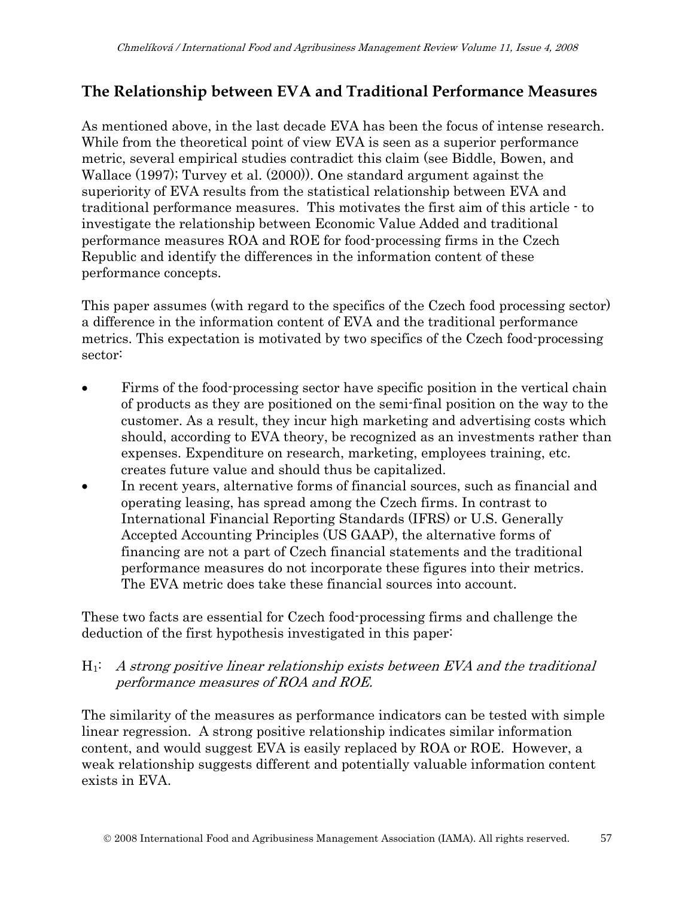## The Relationship between EVA and Traditional Performance Measures

As mentioned above, in the last decade EVA has been the focus of intense research. While from the theoretical point of view EVA is seen as a superior performance metric, several empirical studies contradict this claim (see Biddle, Bowen, and Wallace (1997); Turvey et al. (2000)). One standard argument against the superiority of EVA results from the statistical relationship between EVA and traditional performance measures. This motivates the first aim of this article - to investigate the relationship between Economic Value Added and traditional performance measures ROA and ROE for food-processing firms in the Czech Republic and identify the differences in the information content of these performance concepts.

This paper assumes (with regard to the specifics of the Czech food processing sector) a difference in the information content of EVA and the traditional performance metrics. This expectation is motivated by two specifics of the Czech food-processing sector:

- Firms of the food-processing sector have specific position in the vertical chain of products as they are positioned on the semi-final position on the way to the customer. As a result, they incur high marketing and advertising costs which should, according to EVA theory, be recognized as an investments rather than expenses. Expenditure on research, marketing, employees training, etc. creates future value and should thus be capitalized.
- In recent years, alternative forms of financial sources, such as financial and operating leasing, has spread among the Czech firms. In contrast to International Financial Reporting Standards (IFRS) or U.S. Generally Accepted Accounting Principles (US GAAP), the alternative forms of financing are not a part of Czech financial statements and the traditional performance measures do not incorporate these figures into their metrics. The EVA metric does take these financial sources into account.

These two facts are essential for Czech food-processing firms and challenge the deduction of the first hypothesis investigated in this paper:

$H_1$: *A strong positive linear relationship exists between EVA and the traditional performance measures of ROA and ROE.*

The similarity of the measures as performance indicators can be tested with simple linear regression. A strong positive relationship indicates similar information content, and would suggest EVA is easily replaced by ROA or ROE. However, a weak relationship suggests different and potentially valuable information content exists in EVA.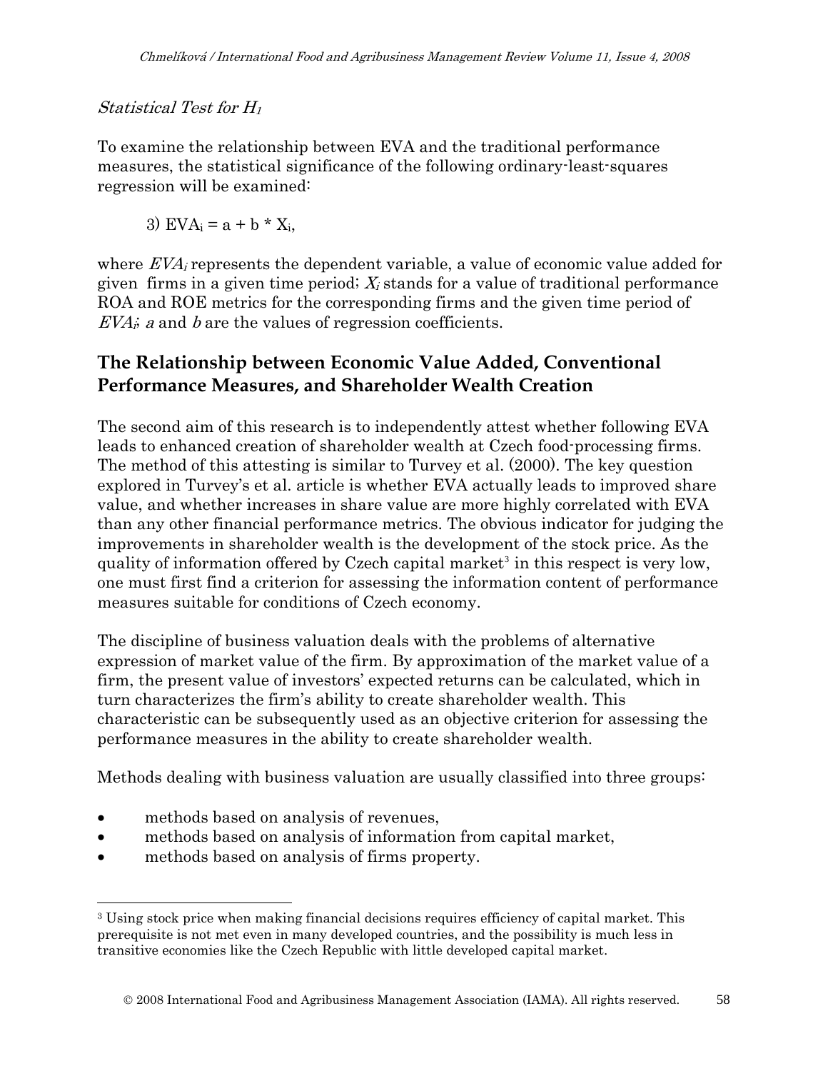*Statistical Test for $H_1$*

To examine the relationship between EVA and the traditional performance measures, the statistical significance of the following ordinary-least-squares regression will be examined:

$$3)\ EVA_i = a + b * X_i,$$

where $EVA_i$ represents the dependent variable, a value of economic value added for given firms in a given time period; $X_i$ stands for a value of traditional performance ROA and ROE metrics for the corresponding firms and the given time period of $EVA_i$; $a$ and $b$ are the values of regression coefficients.

## The Relationship between Economic Value Added, Conventional Performance Measures, and Shareholder Wealth Creation

The second aim of this research is to independently attest whether following EVA leads to enhanced creation of shareholder wealth at Czech food-processing firms. The method of this attesting is similar to Turvey et al. (2000). The key question explored in Turvey's et al. article is whether EVA actually leads to improved share value, and whether increases in share value are more highly correlated with EVA than any other financial performance metrics. The obvious indicator for judging the improvements in shareholder wealth is the development of the stock price. As the quality of information offered by Czech capital market[3] in this respect is very low, one must first find a criterion for assessing the information content of performance measures suitable for conditions of Czech economy.

The discipline of business valuation deals with the problems of alternative expression of market value of the firm. By approximation of the market value of a firm, the present value of investors' expected returns can be calculated, which in turn characterizes the firm's ability to create shareholder wealth. This characteristic can be subsequently used as an objective criterion for assessing the performance measures in the ability to create shareholder wealth.

Methods dealing with business valuation are usually classified into three groups:

- methods based on analysis of revenues,
- methods based on analysis of information from capital market,
- methods based on analysis of firms property.

[3] Using stock price when making financial decisions requires efficiency of capital market. This prerequisite is not met even in many developed countries, and the possibility is much less in transitive economies like the Czech Republic with little developed capital market.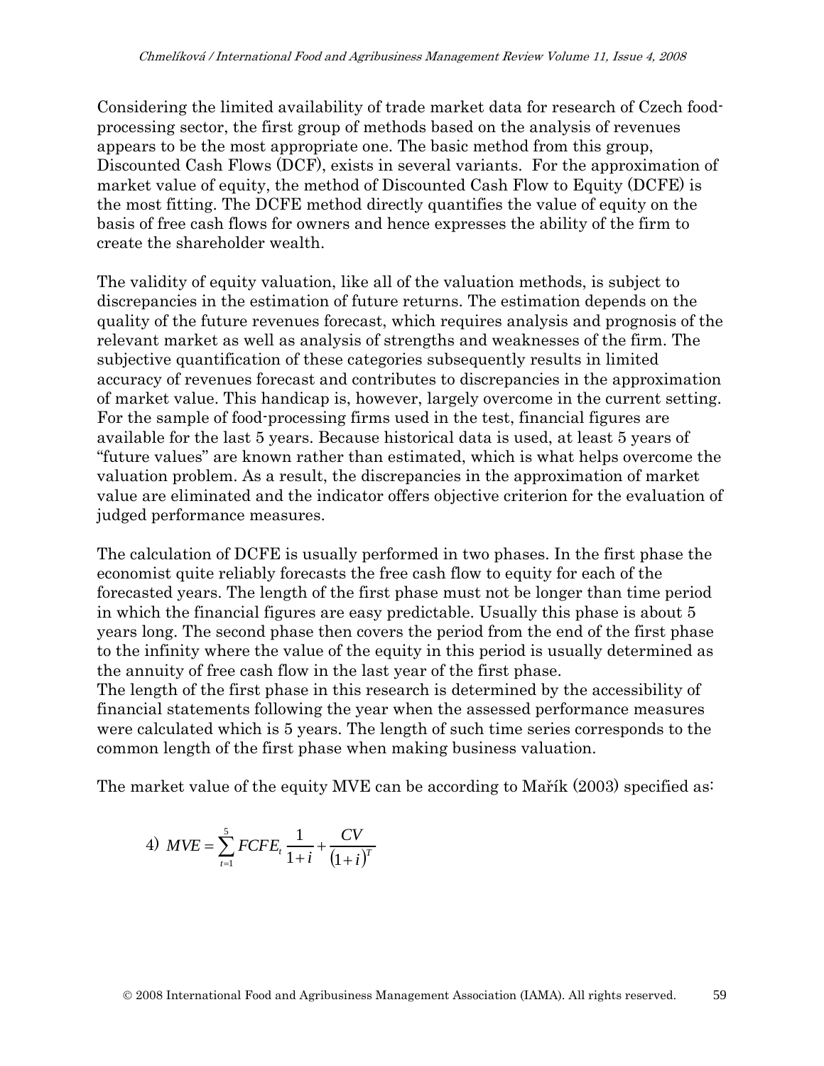Considering the limited availability of trade market data for research of Czech food-processing sector, the first group of methods based on the analysis of revenues appears to be the most appropriate one. The basic method from this group, Discounted Cash Flows (DCF), exists in several variants. For the approximation of market value of equity, the method of Discounted Cash Flow to Equity (DCFE) is the most fitting. The DCFE method directly quantifies the value of equity on the basis of free cash flows for owners and hence expresses the ability of the firm to create the shareholder wealth.

The validity of equity valuation, like all of the valuation methods, is subject to discrepancies in the estimation of future returns. The estimation depends on the quality of the future revenues forecast, which requires analysis and prognosis of the relevant market as well as analysis of strengths and weaknesses of the firm. The subjective quantification of these categories subsequently results in limited accuracy of revenues forecast and contributes to discrepancies in the approximation of market value. This handicap is, however, largely overcome in the current setting. For the sample of food-processing firms used in the test, financial figures are available for the last 5 years. Because historical data is used, at least 5 years of "future values" are known rather than estimated, which is what helps overcome the valuation problem. As a result, the discrepancies in the approximation of market value are eliminated and the indicator offers objective criterion for the evaluation of judged performance measures.

The calculation of DCFE is usually performed in two phases. In the first phase the economist quite reliably forecasts the free cash flow to equity for each of the forecasted years. The length of the first phase must not be longer than time period in which the financial figures are easy predictable. Usually this phase is about 5 years long. The second phase then covers the period from the end of the first phase to the infinity where the value of the equity in this period is usually determined as the annuity of free cash flow in the last year of the first phase.
The length of the first phase in this research is determined by the accessibility of financial statements following the year when the assessed performance measures were calculated which is 5 years. The length of such time series corresponds to the common length of the first phase when making business valuation.

The market value of the equity MVE can be according to Mařík (2003) specified as:

$$4)\ MVE = \sum_{t=1}^{5} FCFE_t \frac{1}{1+i} + \frac{CV}{(1+i)^T}$$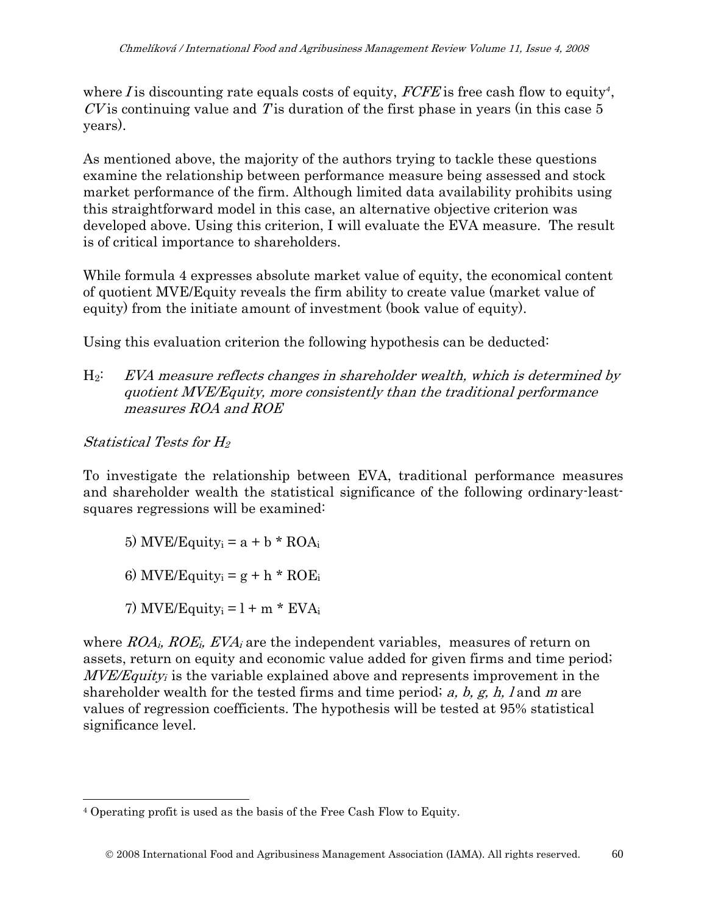where $I$ is discounting rate equals costs of equity, $FCFE$ is free cash flow to equity[4], $CV$ is continuing value and $T$ is duration of the first phase in years (in this case 5 years).

As mentioned above, the majority of the authors trying to tackle these questions examine the relationship between performance measure being assessed and stock market performance of the firm. Although limited data availability prohibits using this straightforward model in this case, an alternative objective criterion was developed above. Using this criterion, I will evaluate the EVA measure. The result is of critical importance to shareholders.

While formula 4 expresses absolute market value of equity, the economical content of quotient MVE/Equity reveals the firm ability to create value (market value of equity) from the initiate amount of investment (book value of equity).

Using this evaluation criterion the following hypothesis can be deducted:

$H_2$: *EVA measure reflects changes in shareholder wealth, which is determined by quotient MVE/Equity, more consistently than the traditional performance measures ROA and ROE*

*Statistical Tests for $H_2$*

To investigate the relationship between EVA, traditional performance measures and shareholder wealth the statistical significance of the following ordinary-least-squares regressions will be examined:

5) $MVE/Equity_i = a + b * ROA_i$

6) $MVE/Equity_i = g + h * ROE_i$

7) $MVE/Equity_i = l + m * EVA_i$

where $ROA_i$, $ROE_i$, $EVA_i$ are the independent variables, measures of return on assets, return on equity and economic value added for given firms and time period; $MVE/Equity_i$ is the variable explained above and represents improvement in the shareholder wealth for the tested firms and time period; *a, b, g, h, l* and *m* are values of regression coefficients. The hypothesis will be tested at 95% statistical significance level.

[4] Operating profit is used as the basis of the Free Cash Flow to Equity.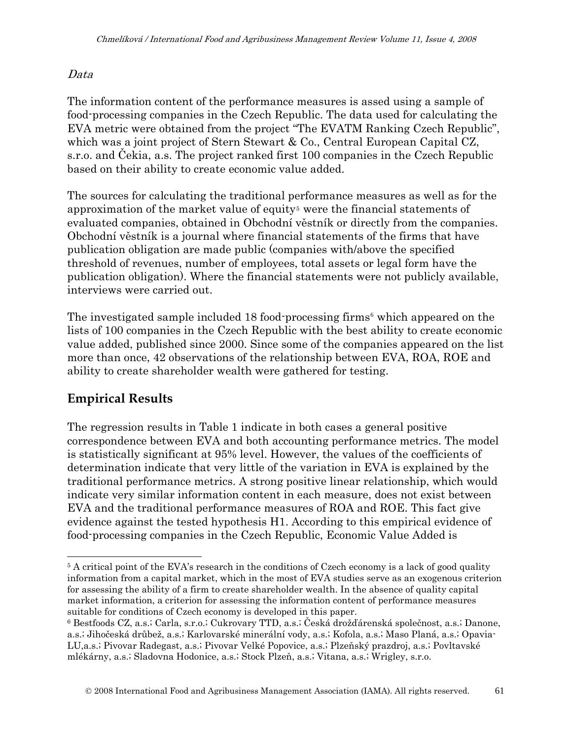*Data*

The information content of the performance measures is assed using a sample of food-processing companies in the Czech Republic. The data used for calculating the EVA metric were obtained from the project "The EVATM Ranking Czech Republic", which was a joint project of Stern Stewart & Co., Central European Capital CZ, s.r.o. and Čekia, a.s. The project ranked first 100 companies in the Czech Republic based on their ability to create economic value added.

The sources for calculating the traditional performance measures as well as for the approximation of the market value of equity[5] were the financial statements of evaluated companies, obtained in Obchodní věstník or directly from the companies. Obchodní věstník is a journal where financial statements of the firms that have publication obligation are made public (companies with/above the specified threshold of revenues, number of employees, total assets or legal form have the publication obligation). Where the financial statements were not publicly available, interviews were carried out.

The investigated sample included 18 food-processing firms[6] which appeared on the lists of 100 companies in the Czech Republic with the best ability to create economic value added, published since 2000. Since some of the companies appeared on the list more than once, 42 observations of the relationship between EVA, ROA, ROE and ability to create shareholder wealth were gathered for testing.

## Empirical Results

The regression results in Table 1 indicate in both cases a general positive correspondence between EVA and both accounting performance metrics. The model is statistically significant at 95% level. However, the values of the coefficients of determination indicate that very little of the variation in EVA is explained by the traditional performance metrics. A strong positive linear relationship, which would indicate very similar information content in each measure, does not exist between EVA and the traditional performance measures of ROA and ROE. This fact give evidence against the tested hypothesis H1. According to this empirical evidence of food-processing companies in the Czech Republic, Economic Value Added is

---

[5] A critical point of the EVA's research in the conditions of Czech economy is a lack of good quality information from a capital market, which in the most of EVA studies serve as an exogenous criterion for assessing the ability of a firm to create shareholder wealth. In the absence of quality capital market information, a criterion for assessing the information content of performance measures suitable for conditions of Czech economy is developed in this paper.

[6] Bestfoods CZ, a.s.; Carla, s.r.o.; Cukrovary TTD, a.s.; Česká drožďárenská společnost, a.s.; Danone, a.s.; Jihočeská drůbež, a.s.; Karlovarské minerální vody, a.s.; Kofola, a.s.; Maso Planá, a.s.; Opavia-LU,a.s.; Pivovar Radegast, a.s.; Pivovar Velké Popovice, a.s.; Plzeňský prazdroj, a.s.; Povltavské mlékárny, a.s.; Sladovna Hodonice, a.s.; Stock Plzeň, a.s.; Vitana, a.s.; Wrigley, s.r.o.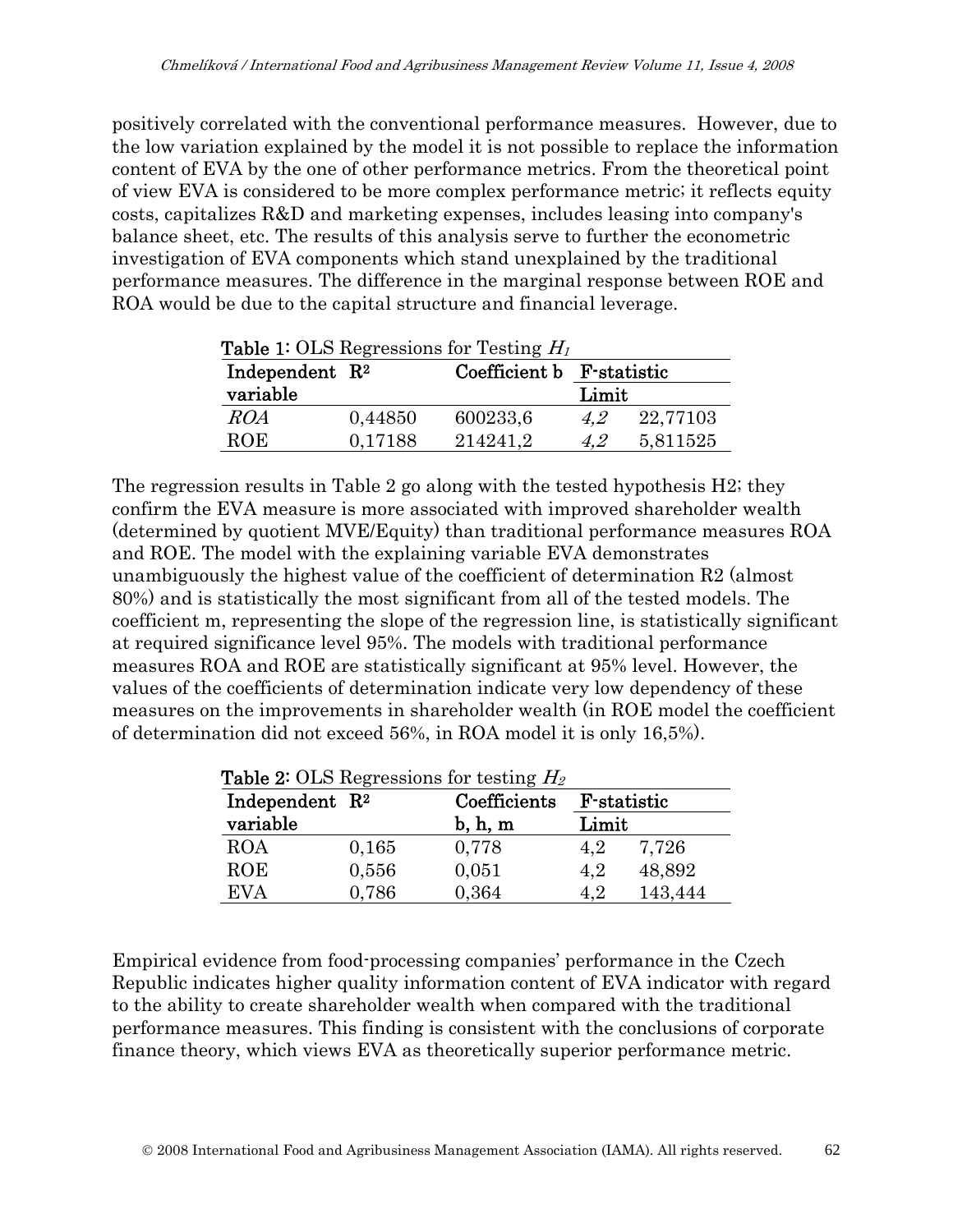positively correlated with the conventional performance measures. However, due to the low variation explained by the model it is not possible to replace the information content of EVA by the one of other performance metrics. From the theoretical point of view EVA is considered to be more complex performance metric; it reflects equity costs, capitalizes R&D and marketing expenses, includes leasing into company's balance sheet, etc. The results of this analysis serve to further the econometric investigation of EVA components which stand unexplained by the traditional performance measures. The difference in the marginal response between ROE and ROA would be due to the capital structure and financial leverage.

**Table 1**: OLS Regressions for Testing $H_1$

| Independent variable | $R^2$ | Coefficient b | F-statistic | |
|---|---|---|---|---|
| | | | Limit | |
| *ROA* | 0,44850 | 600233,6 | *4,2* | 22,77103 |
| ROE | 0,17188 | 214241,2 | *4,2* | 5,811525 |

The regression results in Table 2 go along with the tested hypothesis H2; they confirm the EVA measure is more associated with improved shareholder wealth (determined by quotient MVE/Equity) than traditional performance measures ROA and ROE. The model with the explaining variable EVA demonstrates unambiguously the highest value of the coefficient of determination R2 (almost 80%) and is statistically the most significant from all of the tested models. The coefficient m, representing the slope of the regression line, is statistically significant at required significance level 95%. The models with traditional performance measures ROA and ROE are statistically significant at 95% level. However, the values of the coefficients of determination indicate very low dependency of these measures on the improvements in shareholder wealth (in ROE model the coefficient of determination did not exceed 56%, in ROA model it is only 16,5%).

**Table 2**: OLS Regressions for testing $H_2$

| Independent variable | $R^2$ | Coefficients b, h, m | F-statistic | |
|---|---|---|---|---|
| | | | Limit | |
| ROA | 0,165 | 0,778 | 4,2 | 7,726 |
| ROE | 0,556 | 0,051 | 4,2 | 48,892 |
| EVA | 0,786 | 0,364 | 4,2 | 143,444 |

Empirical evidence from food-processing companies' performance in the Czech Republic indicates higher quality information content of EVA indicator with regard to the ability to create shareholder wealth when compared with the traditional performance measures. This finding is consistent with the conclusions of corporate finance theory, which views EVA as theoretically superior performance metric.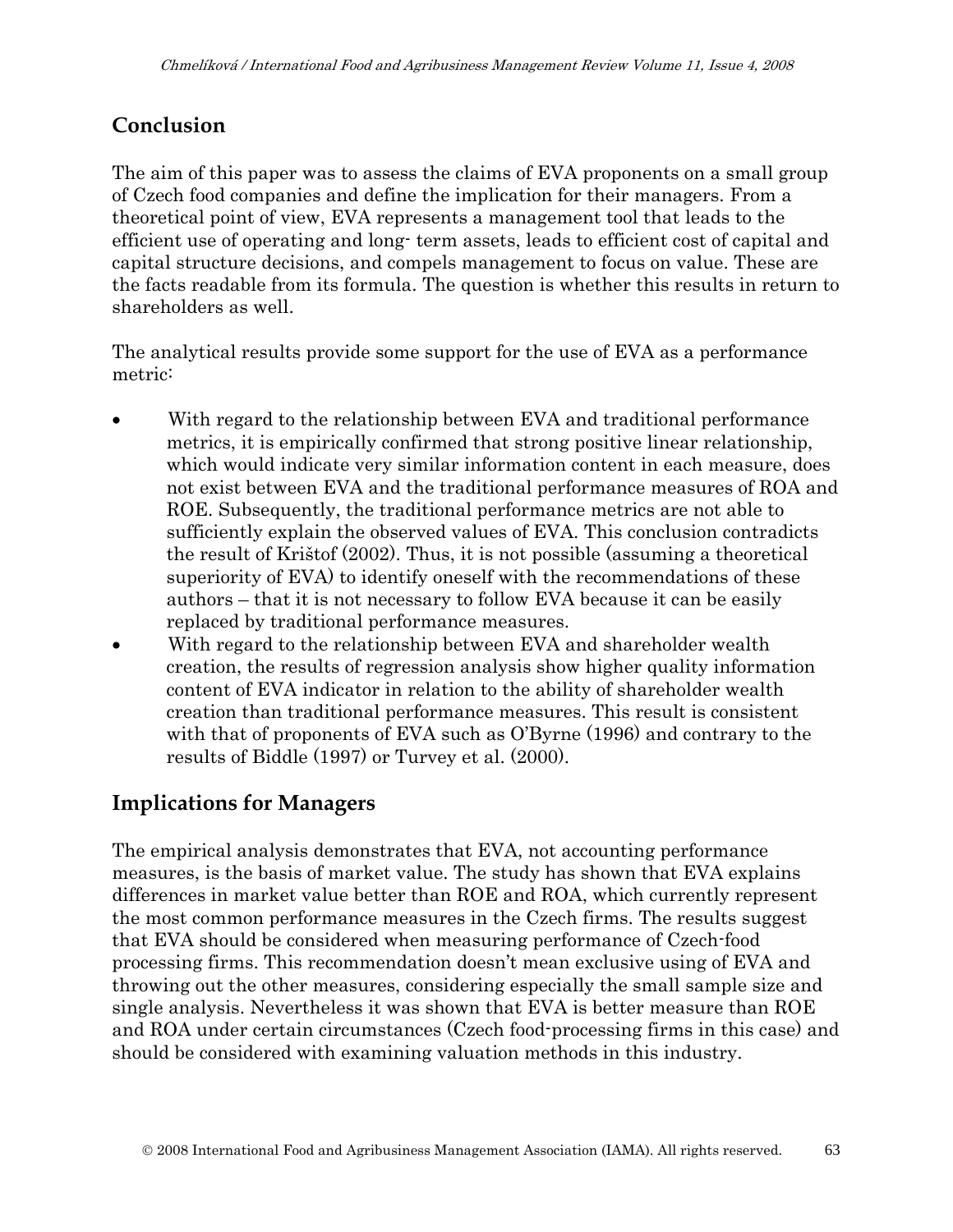## Conclusion

The aim of this paper was to assess the claims of EVA proponents on a small group of Czech food companies and define the implication for their managers. From a theoretical point of view, EVA represents a management tool that leads to the efficient use of operating and long- term assets, leads to efficient cost of capital and capital structure decisions, and compels management to focus on value. These are the facts readable from its formula. The question is whether this results in return to shareholders as well.

The analytical results provide some support for the use of EVA as a performance metric:

- With regard to the relationship between EVA and traditional performance metrics, it is empirically confirmed that strong positive linear relationship, which would indicate very similar information content in each measure, does not exist between EVA and the traditional performance measures of ROA and ROE. Subsequently, the traditional performance metrics are not able to sufficiently explain the observed values of EVA. This conclusion contradicts the result of Krištof (2002). Thus, it is not possible (assuming a theoretical superiority of EVA) to identify oneself with the recommendations of these authors – that it is not necessary to follow EVA because it can be easily replaced by traditional performance measures.
- With regard to the relationship between EVA and shareholder wealth creation, the results of regression analysis show higher quality information content of EVA indicator in relation to the ability of shareholder wealth creation than traditional performance measures. This result is consistent with that of proponents of EVA such as O'Byrne (1996) and contrary to the results of Biddle (1997) or Turvey et al. (2000).

## Implications for Managers

The empirical analysis demonstrates that EVA, not accounting performance measures, is the basis of market value. The study has shown that EVA explains differences in market value better than ROE and ROA, which currently represent the most common performance measures in the Czech firms. The results suggest that EVA should be considered when measuring performance of Czech-food processing firms. This recommendation doesn't mean exclusive using of EVA and throwing out the other measures, considering especially the small sample size and single analysis. Nevertheless it was shown that EVA is better measure than ROE and ROA under certain circumstances (Czech food-processing firms in this case) and should be considered with examining valuation methods in this industry.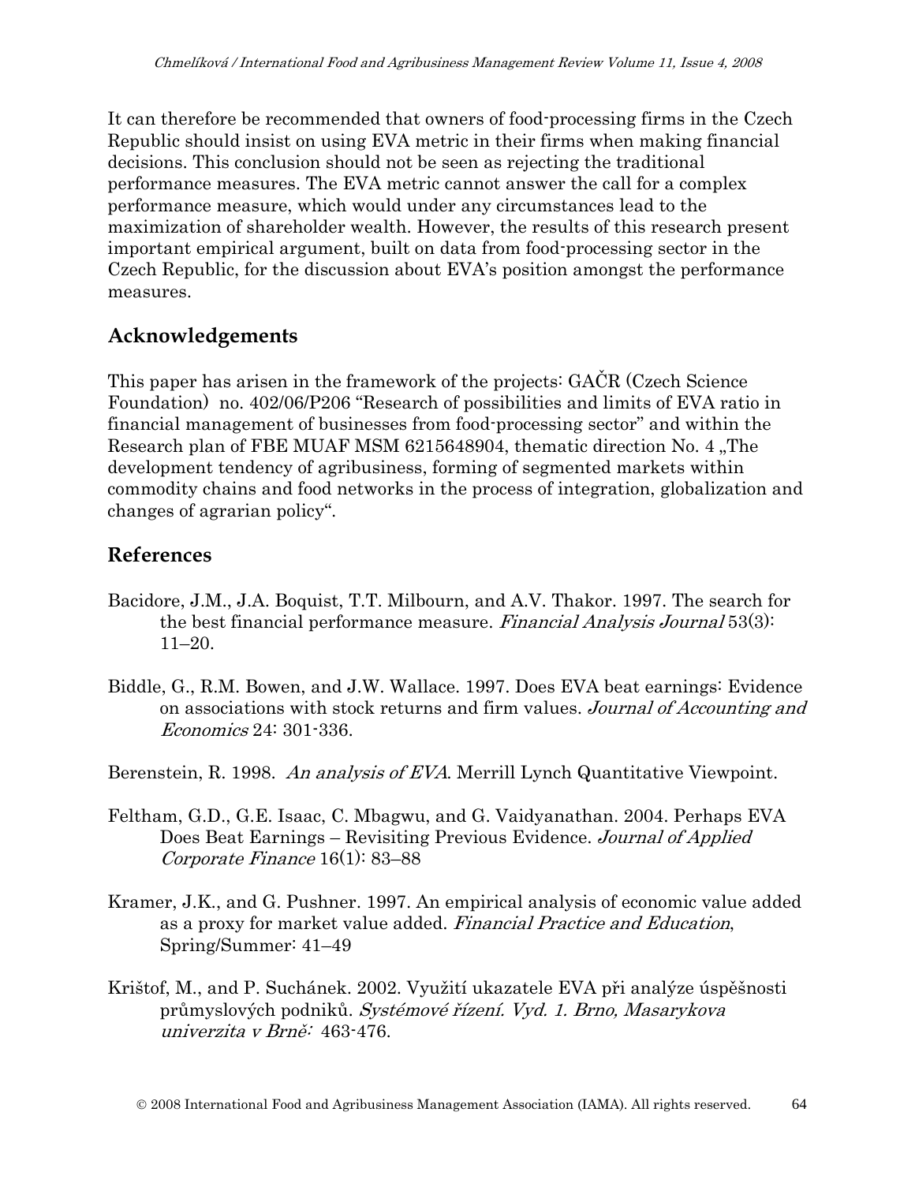It can therefore be recommended that owners of food-processing firms in the Czech Republic should insist on using EVA metric in their firms when making financial decisions. This conclusion should not be seen as rejecting the traditional performance measures. The EVA metric cannot answer the call for a complex performance measure, which would under any circumstances lead to the maximization of shareholder wealth. However, the results of this research present important empirical argument, built on data from food-processing sector in the Czech Republic, for the discussion about EVA's position amongst the performance measures.

## Acknowledgements

This paper has arisen in the framework of the projects: GAČR (Czech Science Foundation) no. 402/06/P206 "Research of possibilities and limits of EVA ratio in financial management of businesses from food-processing sector" and within the Research plan of FBE MUAF MSM 6215648904, thematic direction No. 4 „The development tendency of agribusiness, forming of segmented markets within commodity chains and food networks in the process of integration, globalization and changes of agrarian policy".

## References

Bacidore, J.M., J.A. Boquist, T.T. Milbourn, and A.V. Thakor. 1997. The search for the best financial performance measure. *Financial Analysis Journal* 53(3): 11–20.

Biddle, G., R.M. Bowen, and J.W. Wallace. 1997. Does EVA beat earnings: Evidence on associations with stock returns and firm values. *Journal of Accounting and Economics* 24: 301-336.

Berenstein, R. 1998. *An analysis of EVA*. Merrill Lynch Quantitative Viewpoint.

Feltham, G.D., G.E. Isaac, C. Mbagwu, and G. Vaidyanathan. 2004. Perhaps EVA Does Beat Earnings – Revisiting Previous Evidence. *Journal of Applied Corporate Finance* 16(1): 83–88

Kramer, J.K., and G. Pushner. 1997. An empirical analysis of economic value added as a proxy for market value added. *Financial Practice and Education*, Spring/Summer: 41–49

Krištof, M., and P. Suchánek. 2002. Využití ukazatele EVA při analýze úspěšnosti průmyslových podniků. *Systémové řízení. Vyd. 1. Brno, Masarykova univerzita v Brně:* 463-476.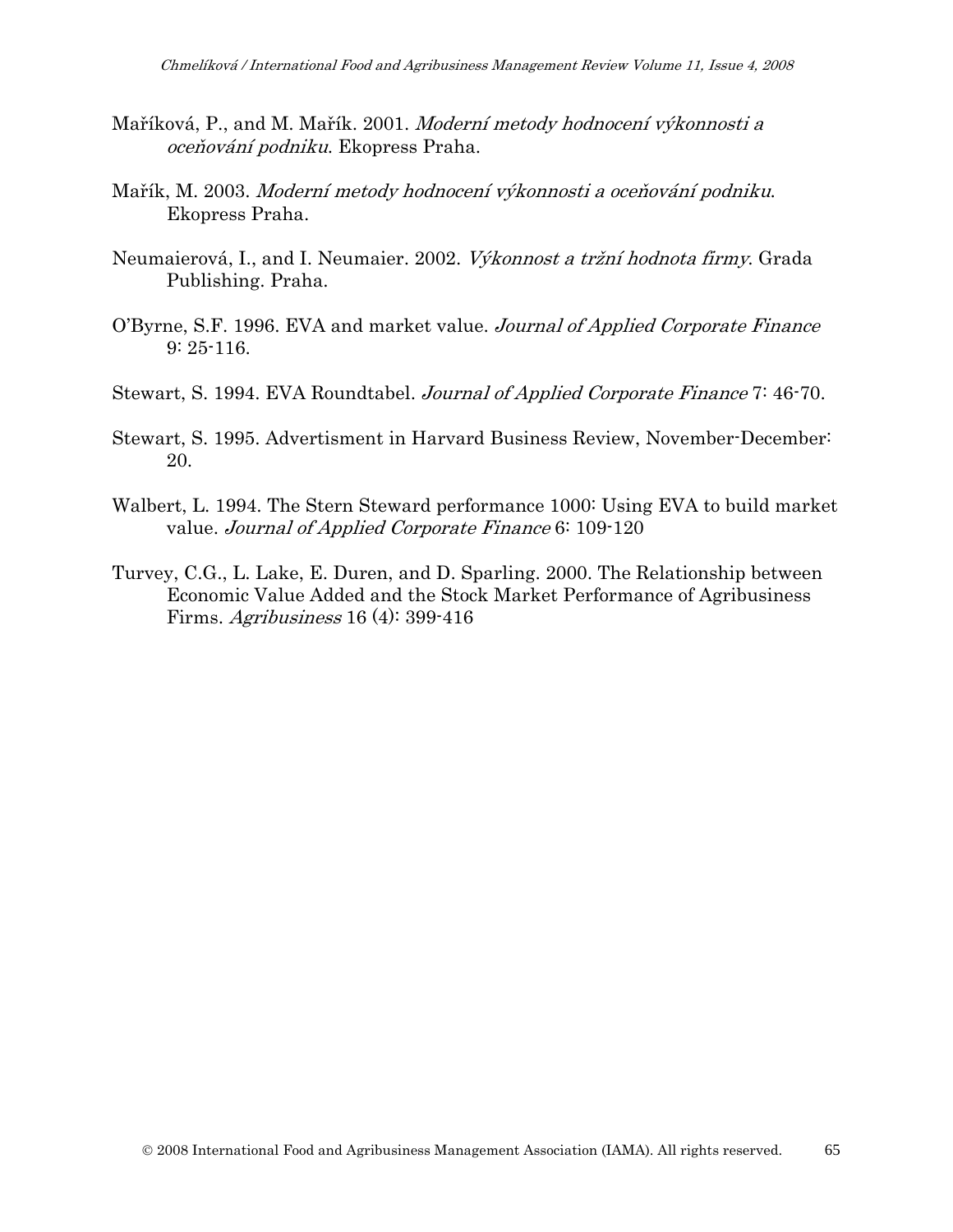Maříková, P., and M. Mařík. 2001. *Moderní metody hodnocení výkonnosti a oceňování podniku*. Ekopress Praha.

Mařík, M. 2003. *Moderní metody hodnocení výkonnosti a oceňování podniku*. Ekopress Praha.

Neumaierová, I., and I. Neumaier. 2002. *Výkonnost a tržní hodnota firmy*. Grada Publishing. Praha.

O'Byrne, S.F. 1996. EVA and market value. *Journal of Applied Corporate Finance* 9: 25-116.

Stewart, S. 1994. EVA Roundtabel. *Journal of Applied Corporate Finance* 7: 46-70.

Stewart, S. 1995. Advertisment in Harvard Business Review, November-December: 20.

Walbert, L. 1994. The Stern Steward performance 1000: Using EVA to build market value. *Journal of Applied Corporate Finance* 6: 109-120

Turvey, C.G., L. Lake, E. Duren, and D. Sparling. 2000. The Relationship between Economic Value Added and the Stock Market Performance of Agribusiness Firms. *Agribusiness* 16 (4): 399-416